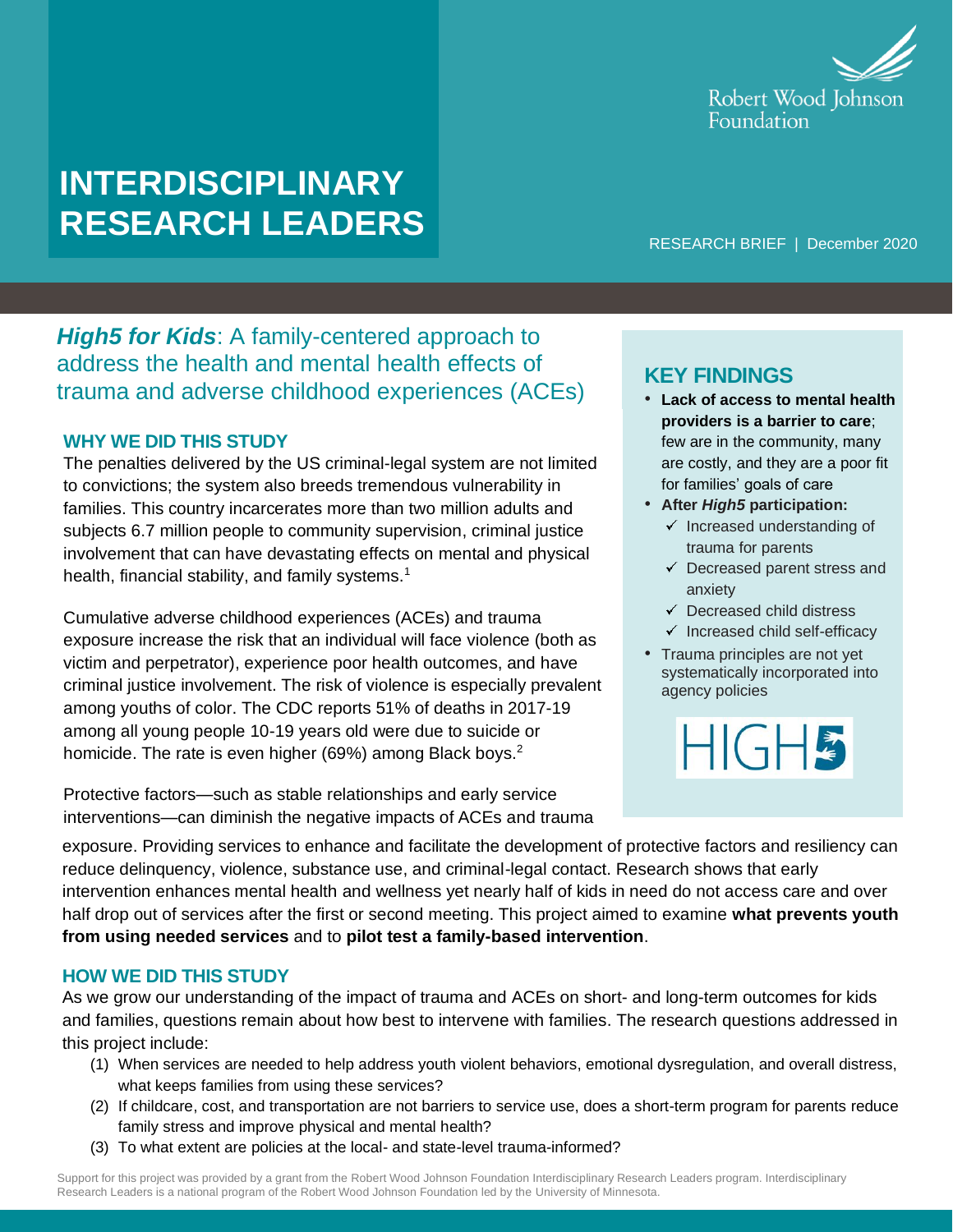Robert Wood Johnson Foundation

# INTERDISCIPLINARY RESEARCH LEADERS

RESEARCH BRIEF | December 2020

## ***High5 for Kids***: A family-centered approach to address the health and mental health effects of trauma and adverse childhood experiences (ACEs)

### KEY FINDINGS

- **Lack of access to mental health providers is a barrier to care**; few are in the community, many are costly, and they are a poor fit for families' goals of care
- **After *High5* participation:**
  - ✓ Increased understanding of trauma for parents
  - ✓ Decreased parent stress and anxiety
  - ✓ Decreased child distress
  - ✓ Increased child self-efficacy
- Trauma principles are not yet systematically incorporated into agency policies

HIGH5

### WHY WE DID THIS STUDY

The penalties delivered by the US criminal-legal system are not limited to convictions; the system also breeds tremendous vulnerability in families. This country incarcerates more than two million adults and subjects 6.7 million people to community supervision, criminal justice involvement that can have devastating effects on mental and physical health, financial stability, and family systems.[1]

Cumulative adverse childhood experiences (ACEs) and trauma exposure increase the risk that an individual will face violence (both as victim and perpetrator), experience poor health outcomes, and have criminal justice involvement. The risk of violence is especially prevalent among youths of color. The CDC reports 51% of deaths in 2017-19 among all young people 10-19 years old were due to suicide or homicide. The rate is even higher (69%) among Black boys.[2]

Protective factors—such as stable relationships and early service interventions—can diminish the negative impacts of ACEs and trauma exposure. Providing services to enhance and facilitate the development of protective factors and resiliency can reduce delinquency, violence, substance use, and criminal-legal contact. Research shows that early intervention enhances mental health and wellness yet nearly half of kids in need do not access care and over half drop out of services after the first or second meeting. This project aimed to examine **what prevents youth from using needed services** and to **pilot test a family-based intervention**.

### HOW WE DID THIS STUDY

As we grow our understanding of the impact of trauma and ACEs on short- and long-term outcomes for kids and families, questions remain about how best to intervene with families. The research questions addressed in this project include:

(1) When services are needed to help address youth violent behaviors, emotional dysregulation, and overall distress, what keeps families from using these services?
(2) If childcare, cost, and transportation are not barriers to service use, does a short-term program for parents reduce family stress and improve physical and mental health?
(3) To what extent are policies at the local- and state-level trauma-informed?

Support for this project was provided by a grant from the Robert Wood Johnson Foundation Interdisciplinary Research Leaders program. Interdisciplinary Research Leaders is a national program of the Robert Wood Johnson Foundation led by the University of Minnesota.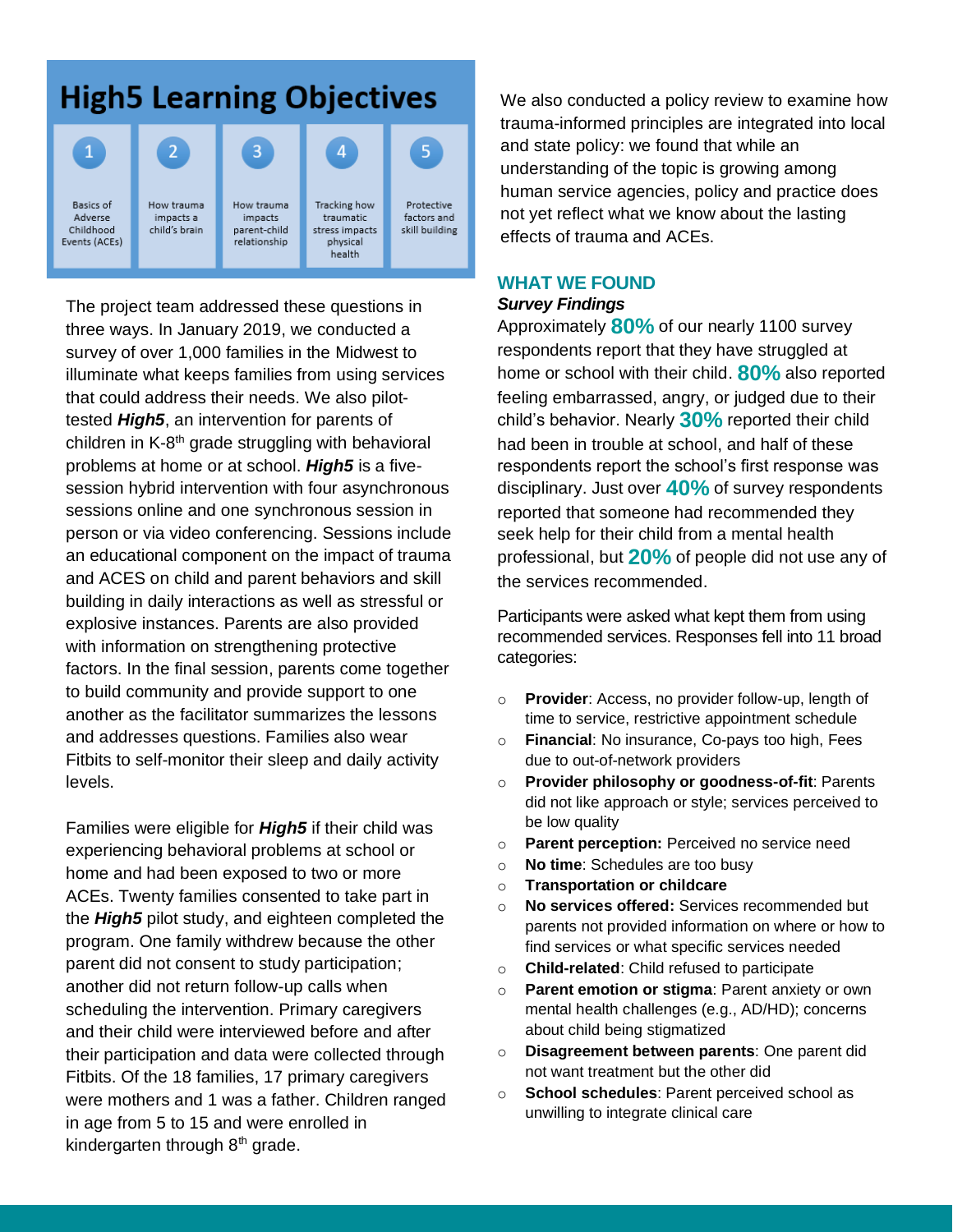## High5 Learning Objectives

1. Basics of Adverse Childhood Events (ACEs)
2. How trauma impacts a child's brain
3. How trauma impacts parent-child relationship
4. Tracking how traumatic stress impacts physical health
5. Protective factors and skill building

The project team addressed these questions in three ways. In January 2019, we conducted a survey of over 1,000 families in the Midwest to illuminate what keeps families from using services that could address their needs. We also pilot-tested ***High5***, an intervention for parents of children in K-8th grade struggling with behavioral problems at home or at school. ***High5*** is a five-session hybrid intervention with four asynchronous sessions online and one synchronous session in person or via video conferencing. Sessions include an educational component on the impact of trauma and ACES on child and parent behaviors and skill building in daily interactions as well as stressful or explosive instances. Parents are also provided with information on strengthening protective factors. In the final session, parents come together to build community and provide support to one another as the facilitator summarizes the lessons and addresses questions. Families also wear Fitbits to self-monitor their sleep and daily activity levels.

Families were eligible for ***High5*** if their child was experiencing behavioral problems at school or home and had been exposed to two or more ACEs. Twenty families consented to take part in the ***High5*** pilot study, and eighteen completed the program. One family withdrew because the other parent did not consent to study participation; another did not return follow-up calls when scheduling the intervention. Primary caregivers and their child were interviewed before and after their participation and data were collected through Fitbits. Of the 18 families, 17 primary caregivers were mothers and 1 was a father. Children ranged in age from 5 to 15 and were enrolled in kindergarten through 8th grade.

We also conducted a policy review to examine how trauma-informed principles are integrated into local and state policy: we found that while an understanding of the topic is growing among human service agencies, policy and practice does not yet reflect what we know about the lasting effects of trauma and ACEs.

## WHAT WE FOUND

***Survey Findings***

Approximately **80%** of our nearly 1100 survey respondents report that they have struggled at home or school with their child. **80%** also reported feeling embarrassed, angry, or judged due to their child's behavior. Nearly **30%** reported their child had been in trouble at school, and half of these respondents report the school's first response was disciplinary. Just over **40%** of survey respondents reported that someone had recommended they seek help for their child from a mental health professional, but **20%** of people did not use any of the services recommended.

Participants were asked what kept them from using recommended services. Responses fell into 11 broad categories:

- **Provider**: Access, no provider follow-up, length of time to service, restrictive appointment schedule
- **Financial**: No insurance, Co-pays too high, Fees due to out-of-network providers
- **Provider philosophy or goodness-of-fit**: Parents did not like approach or style; services perceived to be low quality
- **Parent perception:** Perceived no service need
- **No time**: Schedules are too busy
- **Transportation or childcare**
- **No services offered:** Services recommended but parents not provided information on where or how to find services or what specific services needed
- **Child-related**: Child refused to participate
- **Parent emotion or stigma**: Parent anxiety or own mental health challenges (e.g., AD/HD); concerns about child being stigmatized
- **Disagreement between parents**: One parent did not want treatment but the other did
- **School schedules**: Parent perceived school as unwilling to integrate clinical care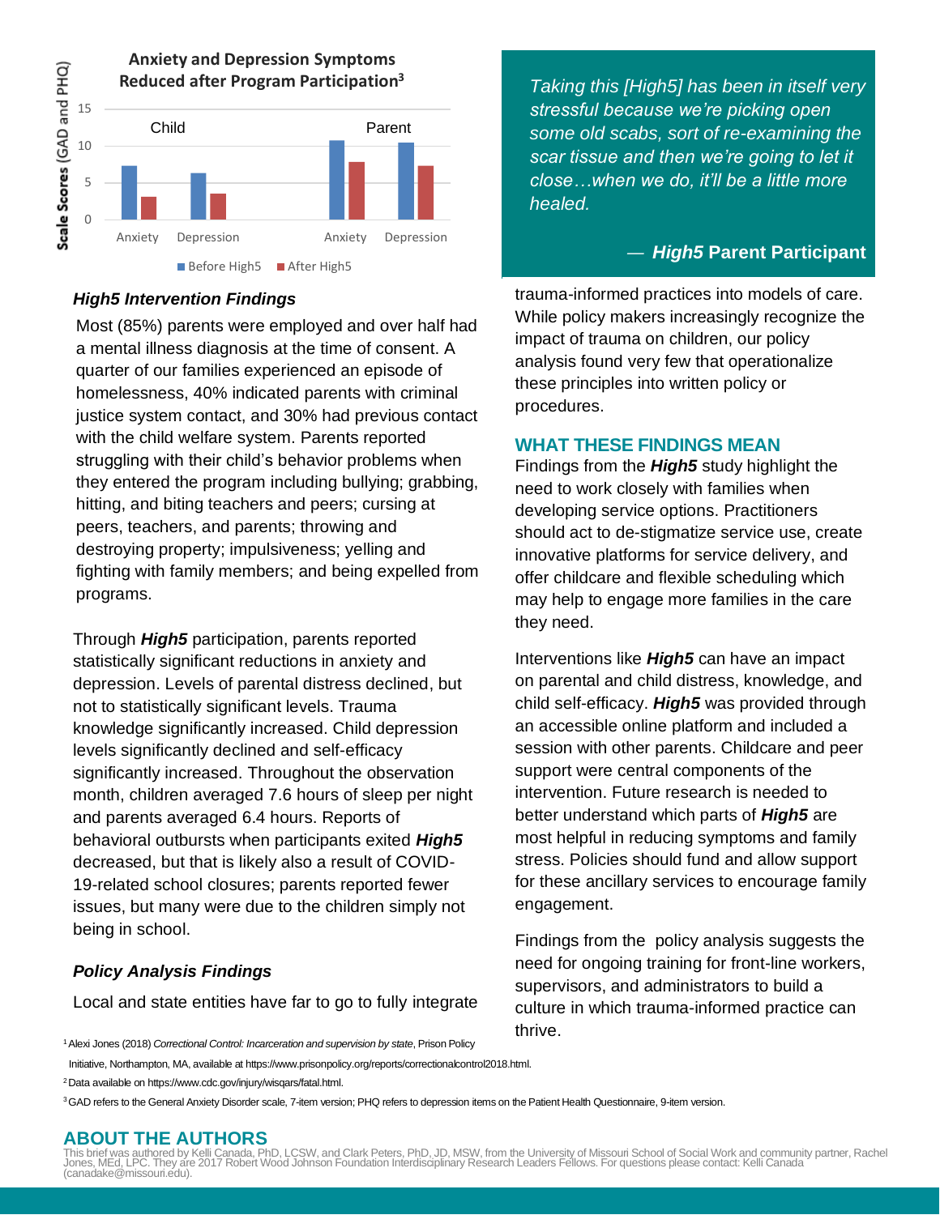Anxiety and Depression Symptoms Reduced after Program Participation[3]

Scale Scores (GAD and PHQ)

15
10
5
0

Child
Parent

Anxiety
Depression
Anxiety
Depression

Before High5
After High5

### *High5 Intervention Findings*

Most (85%) parents were employed and over half had a mental illness diagnosis at the time of consent. A quarter of our families experienced an episode of homelessness, 40% indicated parents with criminal justice system contact, and 30% had previous contact with the child welfare system. Parents reported struggling with their child's behavior problems when they entered the program including bullying; grabbing, hitting, and biting teachers and peers; cursing at peers, teachers, and parents; throwing and destroying property; impulsiveness; yelling and fighting with family members; and being expelled from programs.

Through ***High5*** participation, parents reported statistically significant reductions in anxiety and depression. Levels of parental distress declined, but not to statistically significant levels. Trauma knowledge significantly increased. Child depression levels significantly declined and self-efficacy significantly increased. Throughout the observation month, children averaged 7.6 hours of sleep per night and parents averaged 6.4 hours. Reports of behavioral outbursts when participants exited ***High5*** decreased, but that is likely also a result of COVID-19-related school closures; parents reported fewer issues, but many were due to the children simply not being in school.

### *Policy Analysis Findings*

Local and state entities have far to go to fully integrate trauma-informed practices into models of care. While policy makers increasingly recognize the impact of trauma on children, our policy analysis found very few that operationalize these principles into written policy or procedures.

> *Taking this [High5] has been in itself very stressful because we're picking open some old scabs, sort of re-examining the scar tissue and then we're going to let it close…when we do, it'll be a little more healed.*
>
> — ***High5* Parent Participant**

## WHAT THESE FINDINGS MEAN

Findings from the ***High5*** study highlight the need to work closely with families when developing service options. Practitioners should act to de-stigmatize service use, create innovative platforms for service delivery, and offer childcare and flexible scheduling which may help to engage more families in the care they need.

Interventions like ***High5*** can have an impact on parental and child distress, knowledge, and child self-efficacy. ***High5*** was provided through an accessible online platform and included a session with other parents. Childcare and peer support were central components of the intervention. Future research is needed to better understand which parts of ***High5*** are most helpful in reducing symptoms and family stress. Policies should fund and allow support for these ancillary services to encourage family engagement.

Findings from the policy analysis suggests the need for ongoing training for front-line workers, supervisors, and administrators to build a culture in which trauma-informed practice can thrive.

[1] Alexi Jones (2018) *Correctional Control: Incarceration and supervision by state*, Prison Policy Initiative, Northampton, MA, available at https://www.prisonpolicy.org/reports/correctionalcontrol2018.html.

[2] Data available on https://www.cdc.gov/injury/wisqars/fatal.html.

[3] GAD refers to the General Anxiety Disorder scale, 7-item version; PHQ refers to depression items on the Patient Health Questionnaire, 9-item version.

## ABOUT THE AUTHORS

This brief was authored by Kelli Canada, PhD, LCSW, and Clark Peters, PhD, JD, MSW, from the University of Missouri School of Social Work and community partner, Rachel Jones, MEd, LPC. They are 2017 Robert Wood Johnson Foundation Interdisciplinary Research Leaders Fellows. For questions please contact: Kelli Canada (canadake@missouri.edu).